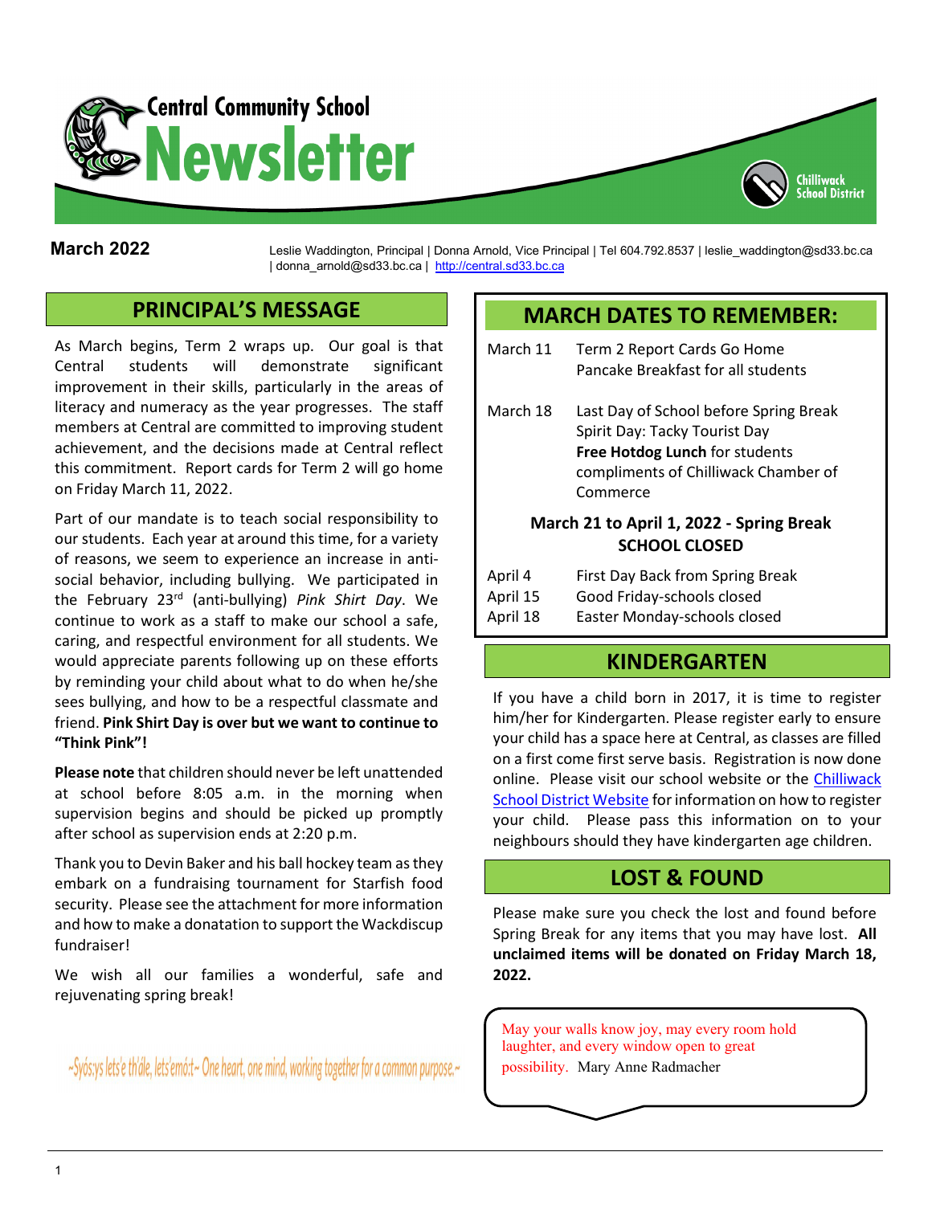# Central Community School Newsletter

Chilliwack School District

**March 2022**

Leslie Waddington, Principal | Donna Arnold, Vice Principal | Tel 604.792.8537 | leslie_waddington@sd33.bc.ca | donna_arnold@sd33.bc.ca | http://central.sd33.bc.ca

## PRINCIPAL'S MESSAGE

As March begins, Term 2 wraps up. Our goal is that Central students will demonstrate significant improvement in their skills, particularly in the areas of literacy and numeracy as the year progresses. The staff members at Central are committed to improving student achievement, and the decisions made at Central reflect this commitment. Report cards for Term 2 will go home on Friday March 11, 2022.

Part of our mandate is to teach social responsibility to our students. Each year at around this time, for a variety of reasons, we seem to experience an increase in anti-social behavior, including bullying. We participated in the February 23rd (anti-bullying) *Pink Shirt Day*. We continue to work as a staff to make our school a safe, caring, and respectful environment for all students. We would appreciate parents following up on these efforts by reminding your child about what to do when he/she sees bullying, and how to be a respectful classmate and friend. **Pink Shirt Day is over but we want to continue to "Think Pink"!**

**Please note** that children should never be left unattended at school before 8:05 a.m. in the morning when supervision begins and should be picked up promptly after school as supervision ends at 2:20 p.m.

Thank you to Devin Baker and his ball hockey team as they embark on a fundraising tournament for Starfish food security. Please see the attachment for more information and how to make a donatation to support the Wackdiscup fundraiser!

We wish all our families a wonderful, safe and rejuvenating spring break!

~Syós:ys lets'e th'ále, lets'emó:t~ One heart, one mind, working together for a common purpose.~

## MARCH DATES TO REMEMBER:

March 11 — Term 2 Report Cards Go Home
Pancake Breakfast for all students

March 18 — Last Day of School before Spring Break
Spirit Day: Tacky Tourist Day
**Free Hotdog Lunch** for students compliments of Chilliwack Chamber of Commerce

**March 21 to April 1, 2022 - Spring Break**
**SCHOOL CLOSED**

April 4 — First Day Back from Spring Break
April 15 — Good Friday-schools closed
April 18 — Easter Monday-schools closed

## KINDERGARTEN

If you have a child born in 2017, it is time to register him/her for Kindergarten. Please register early to ensure your child has a space here at Central, as classes are filled on a first come first serve basis. Registration is now done online. Please visit our school website or the Chilliwack School District Website for information on how to register your child. Please pass this information on to your neighbours should they have kindergarten age children.

## LOST & FOUND

Please make sure you check the lost and found before Spring Break for any items that you may have lost. **All unclaimed items will be donated on Friday March 18, 2022.**

May your walls know joy, may every room hold laughter, and every window open to great possibility. Mary Anne Radmacher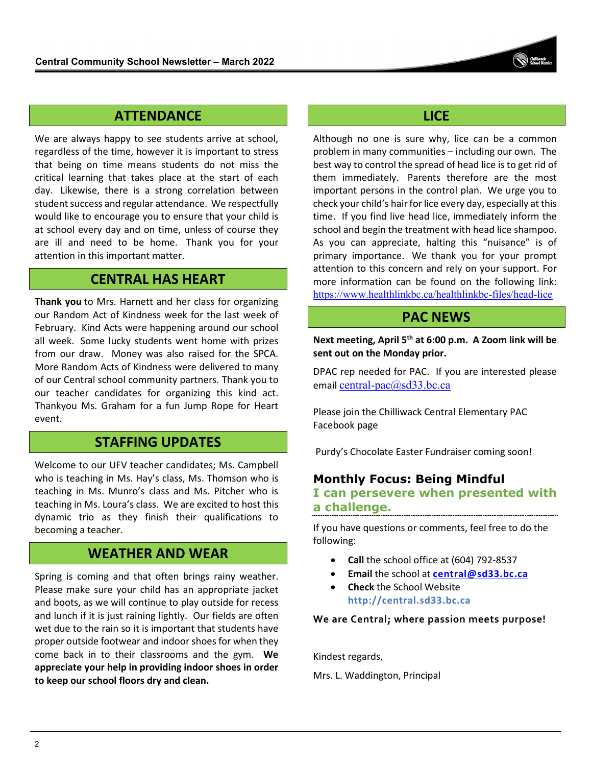## ATTENDANCE

We are always happy to see students arrive at school, regardless of the time, however it is important to stress that being on time means students do not miss the critical learning that takes place at the start of each day. Likewise, there is a strong correlation between student success and regular attendance. We respectfully would like to encourage you to ensure that your child is at school every day and on time, unless of course they are ill and need to be home. Thank you for your attention in this important matter.

## CENTRAL HAS HEART

**Thank you** to Mrs. Harnett and her class for organizing our Random Act of Kindness week for the last week of February. Kind Acts were happening around our school all week. Some lucky students went home with prizes from our draw. Money was also raised for the SPCA. More Random Acts of Kindness were delivered to many of our Central school community partners. Thank you to our teacher candidates for organizing this kind act. Thankyou Ms. Graham for a fun Jump Rope for Heart event.

## STAFFING UPDATES

Welcome to our UFV teacher candidates; Ms. Campbell who is teaching in Ms. Hay's class, Ms. Thomson who is teaching in Ms. Munro's class and Ms. Pitcher who is teaching in Ms. Loura's class. We are excited to host this dynamic trio as they finish their qualifications to becoming a teacher.

## WEATHER AND WEAR

Spring is coming and that often brings rainy weather. Please make sure your child has an appropriate jacket and boots, as we will continue to play outside for recess and lunch if it is just raining lightly. Our fields are often wet due to the rain so it is important that students have proper outside footwear and indoor shoes for when they come back in to their classrooms and the gym. **We appreciate your help in providing indoor shoes in order to keep our school floors dry and clean.**

## LICE

Although no one is sure why, lice can be a common problem in many communities – including our own. The best way to control the spread of head lice is to get rid of them immediately. Parents therefore are the most important persons in the control plan. We urge you to check your child's hair for lice every day, especially at this time. If you find live head lice, immediately inform the school and begin the treatment with head lice shampoo. As you can appreciate, halting this "nuisance" is of primary importance. We thank you for your prompt attention to this concern and rely on your support. For more information can be found on the following link: https://www.healthlinkbc.ca/healthlinkbc-files/head-lice

## PAC NEWS

**Next meeting, April 5th at 6:00 p.m. A Zoom link will be sent out on the Monday prior.**

DPAC rep needed for PAC. If you are interested please email central-pac@sd33.bc.ca

Please join the Chilliwack Central Elementary PAC Facebook page

Purdy's Chocolate Easter Fundraiser coming soon!

### Monthly Focus: Being Mindful

### I can persevere when presented with a challenge.

If you have questions or comments, feel free to do the following:

- **Call** the school office at (604) 792-8537
- **Email** the school at **central@sd33.bc.ca**
- **Check** the School Website **http://central.sd33.bc.ca**

**We are Central; where passion meets purpose!**

Kindest regards,

Mrs. L. Waddington, Principal